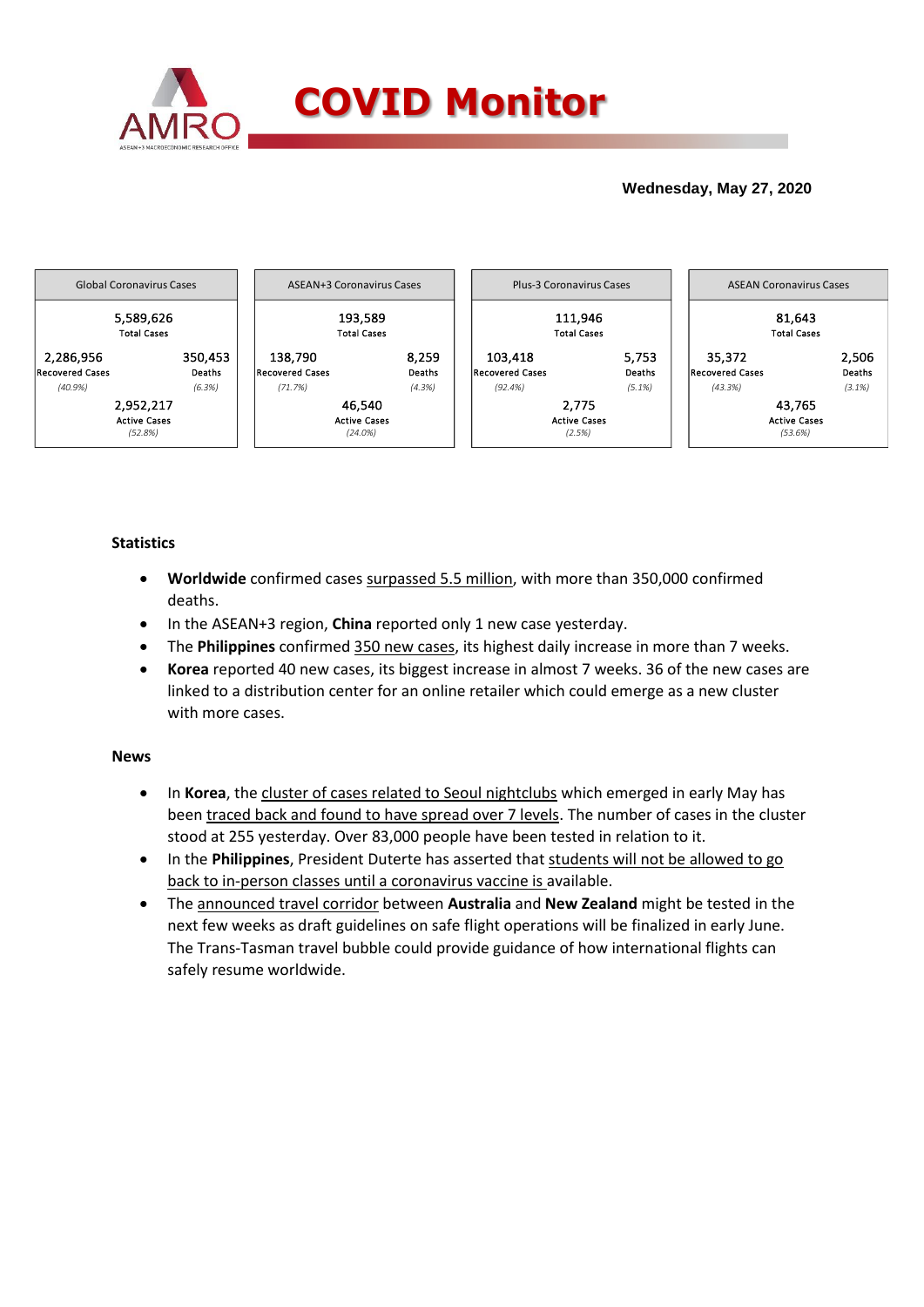# COVID Monitor

**Wednesday, May 27, 2020**

| Global Coronavirus Cases | | |
|---|---|---|
| | 5,589,626 Total Cases | |
| 2,286,956 Recovered Cases *(40.9%)* | | 350,453 Deaths *(6.3%)* |
| | 2,952,217 Active Cases *(52.8%)* | |

| ASEAN+3 Coronavirus Cases | | |
|---|---|---|
| | 193,589 Total Cases | |
| 138,790 Recovered Cases *(71.7%)* | | 8,259 Deaths *(4.3%)* |
| | 46,540 Active Cases *(24.0%)* | |

| Plus-3 Coronavirus Cases | | |
|---|---|---|
| | 111,946 Total Cases | |
| 103,418 Recovered Cases *(92.4%)* | | 5,753 Deaths *(5.1%)* |
| | 2,775 Active Cases *(2.5%)* | |

| ASEAN Coronavirus Cases | | |
|---|---|---|
| | 81,643 Total Cases | |
| 35,372 Recovered Cases *(43.3%)* | | 2,506 Deaths *(3.1%)* |
| | 43,765 Active Cases *(53.6%)* | |

### Statistics

- **Worldwide** confirmed cases surpassed 5.5 million, with more than 350,000 confirmed deaths.
- In the ASEAN+3 region, **China** reported only 1 new case yesterday.
- The **Philippines** confirmed 350 new cases, its highest daily increase in more than 7 weeks.
- **Korea** reported 40 new cases, its biggest increase in almost 7 weeks. 36 of the new cases are linked to a distribution center for an online retailer which could emerge as a new cluster with more cases.

### News

- In **Korea**, the cluster of cases related to Seoul nightclubs which emerged in early May has been traced back and found to have spread over 7 levels. The number of cases in the cluster stood at 255 yesterday. Over 83,000 people have been tested in relation to it.
- In the **Philippines**, President Duterte has asserted that students will not be allowed to go back to in-person classes until a coronavirus vaccine is available.
- The announced travel corridor between **Australia** and **New Zealand** might be tested in the next few weeks as draft guidelines on safe flight operations will be finalized in early June. The Trans-Tasman travel bubble could provide guidance of how international flights can safely resume worldwide.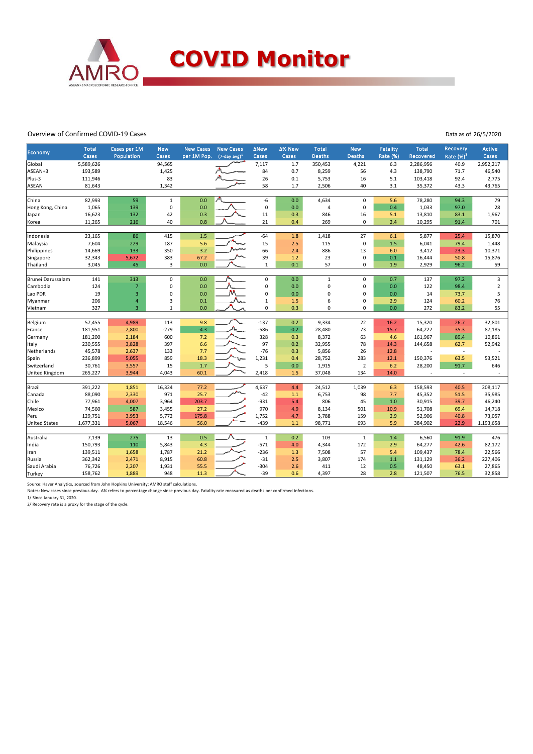# COVID Monitor

Overview of Confirmed COVID-19 Cases

Data as of 26/5/2020

| Economy | Total Cases | Cases per 1M Population | New Cases | New Cases per 1M Pop. | New Cases (7-day avg)[1] | ΔNew Cases | Δ% New Cases | Total Deaths | New Deaths | Fatality Rate (%) | Total Recovered | Recovery Rate (%)[2] | Active Cases |
|---|---|---|---|---|---|---|---|---|---|---|---|---|---|
| Global | 5,589,626 | | 94,565 | | | 7,117 | 1.7 | 350,453 | 4,221 | 6.3 | 2,286,956 | 40.9 | 2,952,217 |
| ASEAN+3 | 193,589 | | 1,425 | | | 84 | 0.7 | 8,259 | 56 | 4.3 | 138,790 | 71.7 | 46,540 |
| Plus-3 | 111,946 | | 83 | | | 26 | 0.1 | 5,753 | 16 | 5.1 | 103,418 | 92.4 | 2,775 |
| ASEAN | 81,643 | | 1,342 | | | 58 | 1.7 | 2,506 | 40 | 3.1 | 35,372 | 43.3 | 43,765 |
| | | | | | | | | | | | | | |
| China | 82,993 | 59 | 1 | 0.0 | | -6 | 0.0 | 4,634 | 0 | 5.6 | 78,280 | 94.3 | 79 |
| Hong Kong, China | 1,065 | 139 | 0 | 0.0 | | 0 | 0.0 | 4 | 0 | 0.4 | 1,033 | 97.0 | 28 |
| Japan | 16,623 | 132 | 42 | 0.3 | | 11 | 0.3 | 846 | 16 | 5.1 | 13,810 | 83.1 | 1,967 |
| Korea | 11,265 | 216 | 40 | 0.8 | | 21 | 0.4 | 269 | 0 | 2.4 | 10,295 | 91.4 | 701 |
| | | | | | | | | | | | | | |
| Indonesia | 23,165 | 86 | 415 | 1.5 | | -64 | 1.8 | 1,418 | 27 | 6.1 | 5,877 | 25.4 | 15,870 |
| Malaysia | 7,604 | 229 | 187 | 5.6 | | 15 | 2.5 | 115 | 0 | 1.5 | 6,041 | 79.4 | 1,448 |
| Philippines | 14,669 | 133 | 350 | 3.2 | | 66 | 2.4 | 886 | 13 | 6.0 | 3,412 | 23.3 | 10,371 |
| Singapore | 32,343 | 5,672 | 383 | 67.2 | | 39 | 1.2 | 23 | 0 | 0.1 | 16,444 | 50.8 | 15,876 |
| Thailand | 3,045 | 45 | 3 | 0.0 | | 1 | 0.1 | 57 | 0 | 1.9 | 2,929 | 96.2 | 59 |
| | | | | | | | | | | | | | |
| Brunei Darussalam | 141 | 313 | 0 | 0.0 | | 0 | 0.0 | 1 | 0 | 0.7 | 137 | 97.2 | 3 |
| Cambodia | 124 | 7 | 0 | 0.0 | | 0 | 0.0 | 0 | 0 | 0.0 | 122 | 98.4 | 2 |
| Lao PDR | 19 | 3 | 0 | 0.0 | | 0 | 0.0 | 0 | 0 | 0.0 | 14 | 73.7 | 5 |
| Myanmar | 206 | 4 | 3 | 0.1 | | 1 | 1.5 | 6 | 0 | 2.9 | 124 | 60.2 | 76 |
| Vietnam | 327 | 3 | 1 | 0.0 | | 0 | 0.3 | 0 | 0 | 0.0 | 272 | 83.2 | 55 |
| | | | | | | | | | | | | | |
| Belgium | 57,455 | 4,989 | 113 | 9.8 | | -137 | 0.2 | 9,334 | 22 | 16.2 | 15,320 | 26.7 | 32,801 |
| France | 181,951 | 2,800 | -279 | -4.3 | | -586 | -0.2 | 28,480 | 73 | 15.7 | 64,222 | 35.3 | 87,185 |
| Germany | 181,200 | 2,184 | 600 | 7.2 | | 328 | 0.3 | 8,372 | 63 | 4.6 | 161,967 | 89.4 | 10,861 |
| Italy | 230,555 | 3,828 | 397 | 6.6 | | 97 | 0.2 | 32,955 | 78 | 14.3 | 144,658 | 62.7 | 52,942 |
| Netherlands | 45,578 | 2,637 | 133 | 7.7 | | -76 | 0.3 | 5,856 | 26 | 12.8 | - | - | - |
| Spain | 236,899 | 5,055 | 859 | 18.3 | | 1,231 | 0.4 | 28,752 | 283 | 12.1 | 150,376 | 63.5 | 53,521 |
| Switzerland | 30,761 | 3,557 | 15 | 1.7 | | 5 | 0.0 | 1,915 | 2 | 6.2 | 28,200 | 91.7 | 646 |
| United Kingdom | 265,227 | 3,944 | 4,043 | 60.1 | | 2,418 | 1.5 | 37,048 | 134 | 14.0 | - | - | - |
| | | | | | | | | | | | | | |
| Brazil | 391,222 | 1,851 | 16,324 | 77.2 | | 4,637 | 4.4 | 24,512 | 1,039 | 6.3 | 158,593 | 40.5 | 208,117 |
| Canada | 88,090 | 2,330 | 971 | 25.7 | | -42 | 1.1 | 6,753 | 98 | 7.7 | 45,352 | 51.5 | 35,985 |
| Chile | 77,961 | 4,007 | 3,964 | 203.7 | | -931 | 5.4 | 806 | 45 | 1.0 | 30,915 | 39.7 | 46,240 |
| Mexico | 74,560 | 587 | 3,455 | 27.2 | | 970 | 4.9 | 8,134 | 501 | 10.9 | 51,708 | 69.4 | 14,718 |
| Peru | 129,751 | 3,953 | 5,772 | 175.8 | | 1,752 | 4.7 | 3,788 | 159 | 2.9 | 52,906 | 40.8 | 73,057 |
| United States | 1,677,331 | 5,067 | 18,546 | 56.0 | | -439 | 1.1 | 98,771 | 693 | 5.9 | 384,902 | 22.9 | 1,193,658 |
| | | | | | | | | | | | | | |
| Australia | 7,139 | 275 | 13 | 0.5 | | 1 | 0.2 | 103 | 1 | 1.4 | 6,560 | 91.9 | 476 |
| India | 150,793 | 110 | 5,843 | 4.3 | | -571 | 4.0 | 4,344 | 172 | 2.9 | 64,277 | 42.6 | 82,172 |
| Iran | 139,511 | 1,658 | 1,787 | 21.2 | | -236 | 1.3 | 7,508 | 57 | 5.4 | 109,437 | 78.4 | 22,566 |
| Russia | 362,342 | 2,471 | 8,915 | 60.8 | | -31 | 2.5 | 3,807 | 174 | 1.1 | 131,129 | 36.2 | 227,406 |
| Saudi Arabia | 76,726 | 2,207 | 1,931 | 55.5 | | -304 | 2.6 | 411 | 12 | 0.5 | 48,450 | 63.1 | 27,865 |
| Turkey | 158,762 | 1,889 | 948 | 11.3 | | -39 | 0.6 | 4,397 | 28 | 2.8 | 121,507 | 76.5 | 32,858 |

Source: Haver Analytics, sourced from John Hopkins University; AMRO staff calculations.

Notes: New cases since previous day. Δ% refers to percentage change since previous day. Fatality rate measured as deaths per confirmed infections.

1/ Since January 31, 2020.

2/ Recovery rate is a proxy for the stage of the cycle.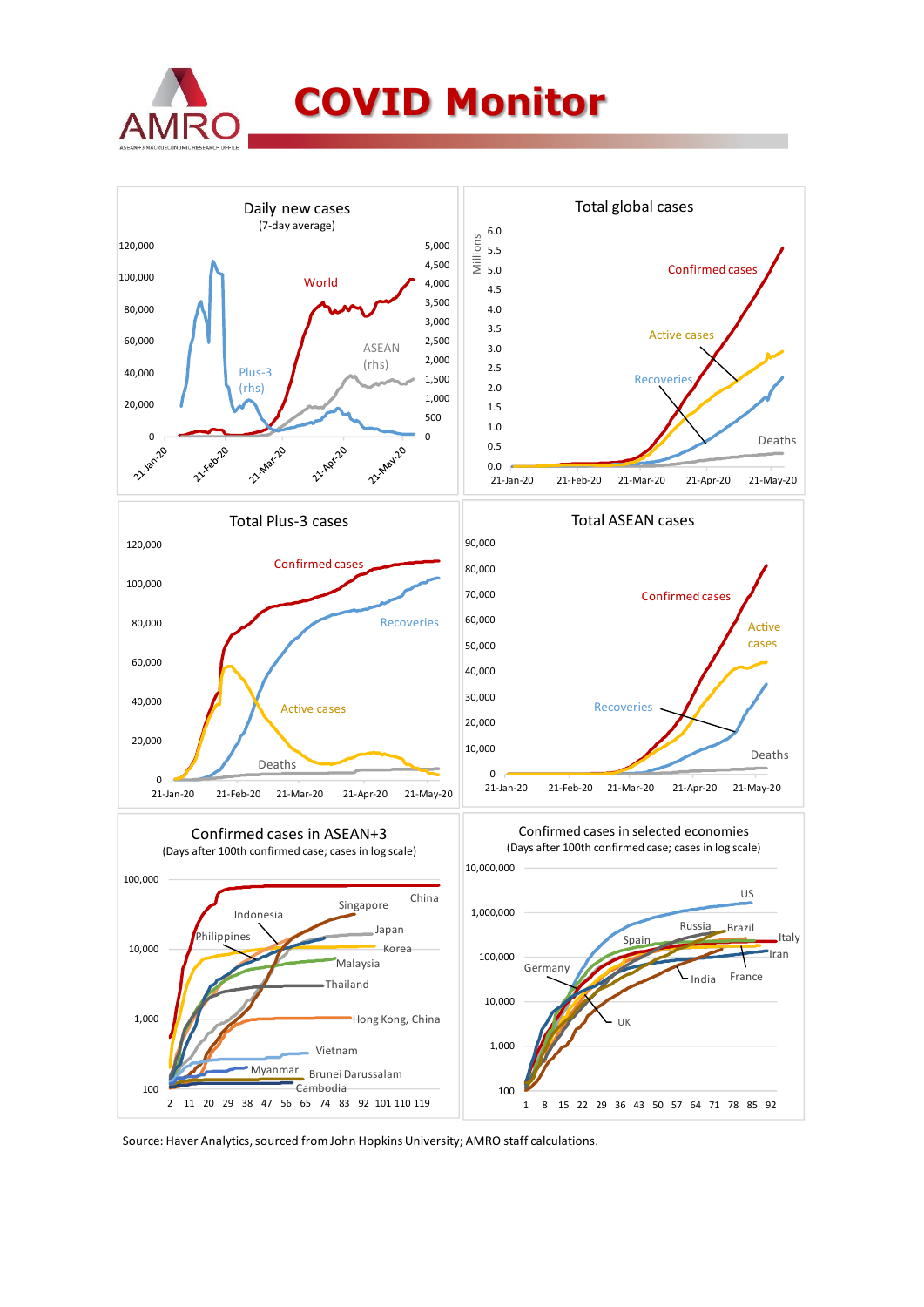# COVID Monitor

AMRO
ASEAN+3 MACROECONOMIC RESEARCH OFFICE

### Daily new cases
(7-day average)

120,000
100,000
80,000
60,000
40,000
20,000
0

5,000
4,500
4,000
3,500
3,000
2,500
2,000
1,500
1,000
500
0

World
ASEAN (rhs)
Plus-3 (rhs)

21-Jan-20
21-Feb-20
21-Mar-20
21-Apr-20
21-May-20

### Total global cases

Millions

6.0
5.5
5.0
4.5
4.0
3.5
3.0
2.5
2.0
1.5
1.0
0.5
0.0

Confirmed cases
Active cases
Recoveries
Deaths

21-Jan-20
21-Feb-20
21-Mar-20
21-Apr-20
21-May-20

### Total Plus-3 cases

120,000
100,000
80,000
60,000
40,000
20,000
0

Confirmed cases
Recoveries
Active cases
Deaths

21-Jan-20
21-Feb-20
21-Mar-20
21-Apr-20
21-May-20

### Total ASEAN cases

90,000
80,000
70,000
60,000
50,000
40,000
30,000
20,000
10,000
0

Confirmed cases
Active cases
Recoveries
Deaths

21-Jan-20
21-Feb-20
21-Mar-20
21-Apr-20
21-May-20

### Confirmed cases in ASEAN+3
(Days after 100th confirmed case; cases in log scale)

100,000
10,000
1,000
100

China
Singapore
Indonesia
Japan
Philippines
Korea
Malaysia
Thailand
Hong Kong, China
Vietnam
Myanmar
Brunei Darussalam
Cambodia

2 11 20 29 38 47 56 65 74 83 92 101 110 119

### Confirmed cases in selected economies
(Days after 100th confirmed case; cases in log scale)

10,000,000
1,000,000
100,000
10,000
1,000
100

US
Russia
Brazil
Spain
Italy
Iran
Germany
India
France
UK

1 8 15 22 29 36 43 50 57 64 71 78 85 92

Source: Haver Analytics, sourced from John Hopkins University; AMRO staff calculations.